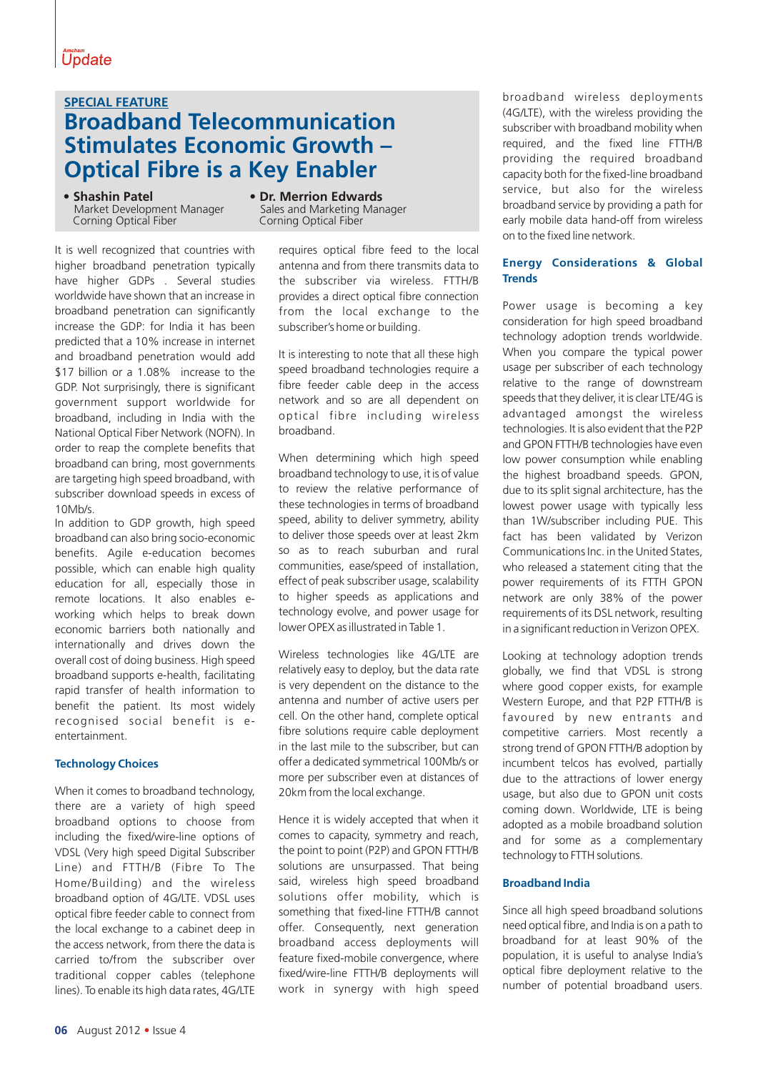SPECIAL FEATURE

# Broadband Telecommunication Stimulates Economic Growth – Optical Fibre is a Key Enabler

- **Shashin Patel**
  Market Development Manager
  Corning Optical Fiber

- **Dr. Merrion Edwards**
  Sales and Marketing Manager
  Corning Optical Fiber

It is well recognized that countries with higher broadband penetration typically have higher GDPs . Several studies worldwide have shown that an increase in broadband penetration can significantly increase the GDP: for India it has been predicted that a 10% increase in internet and broadband penetration would add $17 billion or a 1.08% increase to the GDP. Not surprisingly, there is significant government support worldwide for broadband, including in India with the National Optical Fiber Network (NOFN). In order to reap the complete benefits that broadband can bring, most governments are targeting high speed broadband, with subscriber download speeds in excess of 10Mb/s.

In addition to GDP growth, high speed broadband can also bring socio-economic benefits. Agile e-education becomes possible, which can enable high quality education for all, especially those in remote locations. It also enables e-working which helps to break down economic barriers both nationally and internationally and drives down the overall cost of doing business. High speed broadband supports e-health, facilitating rapid transfer of health information to benefit the patient. Its most widely recognised social benefit is e-entertainment.

### Technology Choices

When it comes to broadband technology, there are a variety of high speed broadband options to choose from including the fixed/wire-line options of VDSL (Very high speed Digital Subscriber Line) and FTTH/B (Fibre To The Home/Building) and the wireless broadband option of 4G/LTE. VDSL uses optical fibre feeder cable to connect from the local exchange to a cabinet deep in the access network, from there the data is carried to/from the subscriber over traditional copper cables (telephone lines). To enable its high data rates, 4G/LTE requires optical fibre feed to the local antenna and from there transmits data to the subscriber via wireless. FTTH/B provides a direct optical fibre connection from the local exchange to the subscriber's home or building.

It is interesting to note that all these high speed broadband technologies require a fibre feeder cable deep in the access network and so are all dependent on optical fibre including wireless broadband.

When determining which high speed broadband technology to use, it is of value to review the relative performance of these technologies in terms of broadband speed, ability to deliver symmetry, ability to deliver those speeds over at least 2km so as to reach suburban and rural communities, ease/speed of installation, effect of peak subscriber usage, scalability to higher speeds as applications and technology evolve, and power usage for lower OPEX as illustrated in Table 1.

Wireless technologies like 4G/LTE are relatively easy to deploy, but the data rate is very dependent on the distance to the antenna and number of active users per cell. On the other hand, complete optical fibre solutions require cable deployment in the last mile to the subscriber, but can offer a dedicated symmetrical 100Mb/s or more per subscriber even at distances of 20km from the local exchange.

Hence it is widely accepted that when it comes to capacity, symmetry and reach, the point to point (P2P) and GPON FTTH/B solutions are unsurpassed. That being said, wireless high speed broadband solutions offer mobility, which is something that fixed-line FTTH/B cannot offer. Consequently, next generation broadband access deployments will feature fixed-mobile convergence, where fixed/wire-line FTTH/B deployments will work in synergy with high speed broadband wireless deployments (4G/LTE), with the wireless providing the subscriber with broadband mobility when required, and the fixed line FTTH/B providing the required broadband capacity both for the fixed-line broadband service, but also for the wireless broadband service by providing a path for early mobile data hand-off from wireless on to the fixed line network.

### Energy Considerations & Global Trends

Power usage is becoming a key consideration for high speed broadband technology adoption trends worldwide. When you compare the typical power usage per subscriber of each technology relative to the range of downstream speeds that they deliver, it is clear LTE/4G is advantaged amongst the wireless technologies. It is also evident that the P2P and GPON FTTH/B technologies have even low power consumption while enabling the highest broadband speeds. GPON, due to its split signal architecture, has the lowest power usage with typically less than 1W/subscriber including PUE. This fact has been validated by Verizon Communications Inc. in the United States, who released a statement citing that the power requirements of its FTTH GPON network are only 38% of the power requirements of its DSL network, resulting in a significant reduction in Verizon OPEX.

Looking at technology adoption trends globally, we find that VDSL is strong where good copper exists, for example Western Europe, and that P2P FTTH/B is favoured by new entrants and competitive carriers. Most recently a strong trend of GPON FTTH/B adoption by incumbent telcos has evolved, partially due to the attractions of lower energy usage, but also due to GPON unit costs coming down. Worldwide, LTE is being adopted as a mobile broadband solution and for some as a complementary technology to FTTH solutions.

### Broadband India

Since all high speed broadband solutions need optical fibre, and India is on a path to broadband for at least 90% of the population, it is useful to analyse India's optical fibre deployment relative to the number of potential broadband users.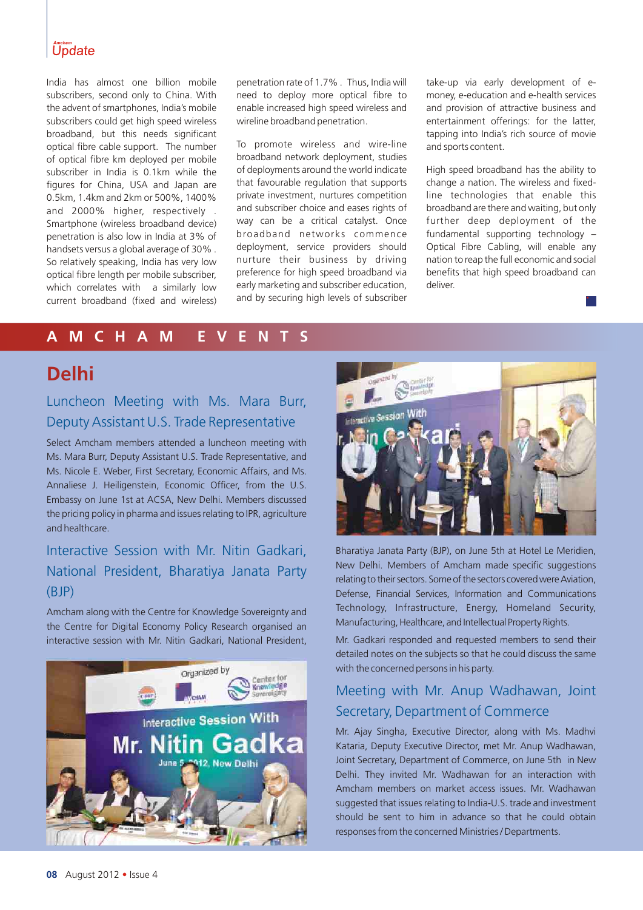India has almost one billion mobile subscribers, second only to China. With the advent of smartphones, India's mobile subscribers could get high speed wireless broadband, but this needs significant optical fibre cable support. The number of optical fibre km deployed per mobile subscriber in India is 0.1km while the figures for China, USA and Japan are 0.5km, 1.4km and 2km or 500%, 1400% and 2000% higher, respectively . Smartphone (wireless broadband device) penetration is also low in India at 3% of handsets versus a global average of 30% . So relatively speaking, India has very low optical fibre length per mobile subscriber, which correlates with a similarly low current broadband (fixed and wireless) penetration rate of 1.7% . Thus, India will need to deploy more optical fibre to enable increased high speed wireless and wireline broadband penetration.

To promote wireless and wire-line broadband network deployment, studies of deployments around the world indicate that favourable regulation that supports private investment, nurtures competition and subscriber choice and eases rights of way can be a critical catalyst. Once broadband networks commence deployment, service providers should nurture their business by driving preference for high speed broadband via early marketing and subscriber education, and by securing high levels of subscriber take-up via early development of e-money, e-education and e-health services and provision of attractive business and entertainment offerings: for the latter, tapping into India's rich source of movie and sports content.

High speed broadband has the ability to change a nation. The wireless and fixed-line technologies that enable this broadband are there and waiting, but only further deep deployment of the fundamental supporting technology – Optical Fibre Cabling, will enable any nation to reap the full economic and social benefits that high speed broadband can deliver.

# AMCHAM EVENTS

## Delhi

### Luncheon Meeting with Ms. Mara Burr, Deputy Assistant U.S. Trade Representative

Select Amcham members attended a luncheon meeting with Ms. Mara Burr, Deputy Assistant U.S. Trade Representative, and Ms. Nicole E. Weber, First Secretary, Economic Affairs, and Ms. Annaliese J. Heiligenstein, Economic Officer, from the U.S. Embassy on June 1st at ACSA, New Delhi. Members discussed the pricing policy in pharma and issues relating to IPR, agriculture and healthcare.

### Interactive Session with Mr. Nitin Gadkari, National President, Bharatiya Janata Party (BJP)

Amcham along with the Centre for Knowledge Sovereignty and the Centre for Digital Economy Policy Research organised an interactive session with Mr. Nitin Gadkari, National President, Bharatiya Janata Party (BJP), on June 5th at Hotel Le Meridien, New Delhi. Members of Amcham made specific suggestions relating to their sectors. Some of the sectors covered were Aviation, Defense, Financial Services, Information and Communications Technology, Infrastructure, Energy, Homeland Security, Manufacturing, Healthcare, and Intellectual Property Rights.

Mr. Gadkari responded and requested members to send their detailed notes on the subjects so that he could discuss the same with the concerned persons in his party.

### Meeting with Mr. Anup Wadhawan, Joint Secretary, Department of Commerce

Mr. Ajay Singha, Executive Director, along with Ms. Madhvi Kataria, Deputy Executive Director, met Mr. Anup Wadhawan, Joint Secretary, Department of Commerce, on June 5th in New Delhi. They invited Mr. Wadhawan for an interaction with Amcham members on market access issues. Mr. Wadhawan suggested that issues relating to India-U.S. trade and investment should be sent to him in advance so that he could obtain responses from the concerned Ministries / Departments.